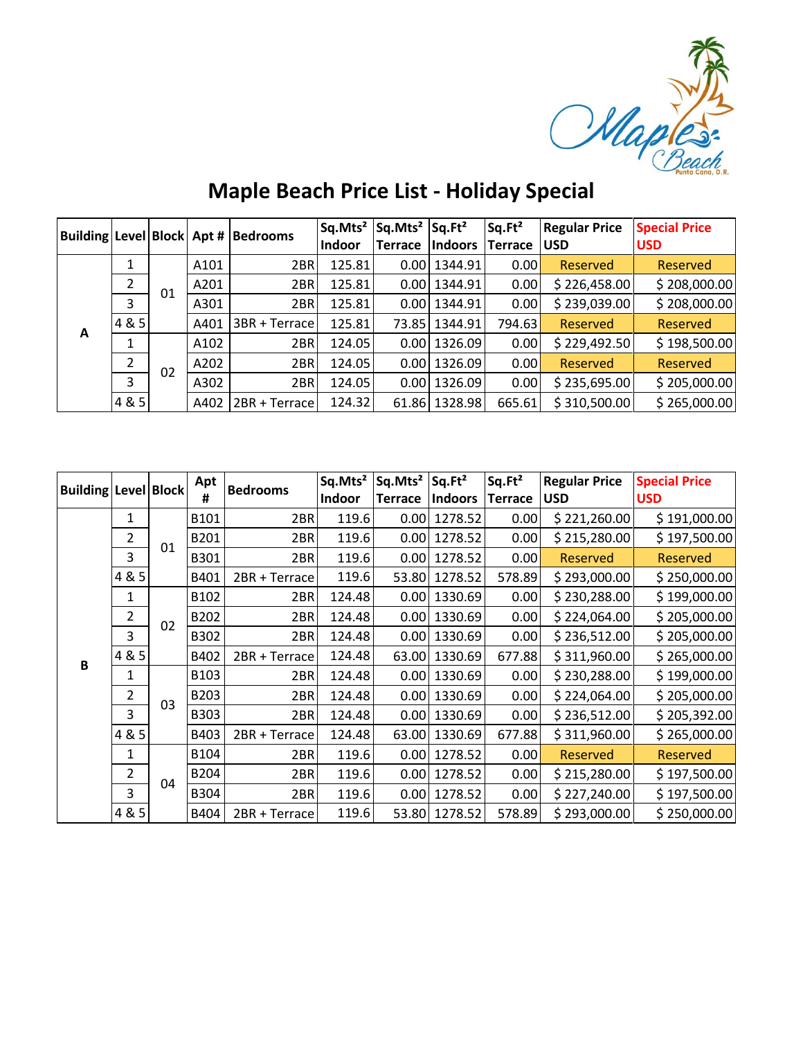Maple Beach
Punta Cana, D.R.

# Maple Beach Price List - Holiday Special

| Building | Level | Block | Apt # | Bedrooms | Sq.Mts² Indoor | Sq.Mts² Terrace | Sq.Ft² Indoors | Sq.Ft² Terrace | Regular Price USD | Special Price USD |
|---|---|---|---|---|---|---|---|---|---|---|
| A | 1 | 01 | A101 | 2BR | 125.81 | 0.00 | 1344.91 | 0.00 | Reserved | Reserved |
| | 2 | | A201 | 2BR | 125.81 | 0.00 | 1344.91 | 0.00 | $ 226,458.00 | $ 208,000.00 |
| | 3 | | A301 | 2BR | 125.81 | 0.00 | 1344.91 | 0.00 | $ 239,039.00 | $ 208,000.00 |
| | 4 & 5 | | A401 | 3BR + Terrace | 125.81 | 73.85 | 1344.91 | 794.63 | Reserved | Reserved |
| | 1 | 02 | A102 | 2BR | 124.05 | 0.00 | 1326.09 | 0.00 | $ 229,492.50 | $ 198,500.00 |
| | 2 | | A202 | 2BR | 124.05 | 0.00 | 1326.09 | 0.00 | Reserved | Reserved |
| | 3 | | A302 | 2BR | 124.05 | 0.00 | 1326.09 | 0.00 | $ 235,695.00 | $ 205,000.00 |
| | 4 & 5 | | A402 | 2BR + Terrace | 124.32 | 61.86 | 1328.98 | 665.61 | $ 310,500.00 | $ 265,000.00 |

| Building | Level | Block | Apt # | Bedrooms | Sq.Mts² Indoor | Sq.Mts² Terrace | Sq.Ft² Indoors | Sq.Ft² Terrace | Regular Price USD | Special Price USD |
|---|---|---|---|---|---|---|---|---|---|---|
| B | 1 | 01 | B101 | 2BR | 119.6 | 0.00 | 1278.52 | 0.00 | $ 221,260.00 | $ 191,000.00 |
| | 2 | | B201 | 2BR | 119.6 | 0.00 | 1278.52 | 0.00 | $ 215,280.00 | $ 197,500.00 |
| | 3 | | B301 | 2BR | 119.6 | 0.00 | 1278.52 | 0.00 | Reserved | Reserved |
| | 4 & 5 | | B401 | 2BR + Terrace | 119.6 | 53.80 | 1278.52 | 578.89 | $ 293,000.00 | $ 250,000.00 |
| | 1 | 02 | B102 | 2BR | 124.48 | 0.00 | 1330.69 | 0.00 | $ 230,288.00 | $ 199,000.00 |
| | 2 | | B202 | 2BR | 124.48 | 0.00 | 1330.69 | 0.00 | $ 224,064.00 | $ 205,000.00 |
| | 3 | | B302 | 2BR | 124.48 | 0.00 | 1330.69 | 0.00 | $ 236,512.00 | $ 205,000.00 |
| | 4 & 5 | | B402 | 2BR + Terrace | 124.48 | 63.00 | 1330.69 | 677.88 | $ 311,960.00 | $ 265,000.00 |
| | 1 | 03 | B103 | 2BR | 124.48 | 0.00 | 1330.69 | 0.00 | $ 230,288.00 | $ 199,000.00 |
| | 2 | | B203 | 2BR | 124.48 | 0.00 | 1330.69 | 0.00 | $ 224,064.00 | $ 205,000.00 |
| | 3 | | B303 | 2BR | 124.48 | 0.00 | 1330.69 | 0.00 | $ 236,512.00 | $ 205,392.00 |
| | 4 & 5 | | B403 | 2BR + Terrace | 124.48 | 63.00 | 1330.69 | 677.88 | $ 311,960.00 | $ 265,000.00 |
| | 1 | 04 | B104 | 2BR | 119.6 | 0.00 | 1278.52 | 0.00 | Reserved | Reserved |
| | 2 | | B204 | 2BR | 119.6 | 0.00 | 1278.52 | 0.00 | $ 215,280.00 | $ 197,500.00 |
| | 3 | | B304 | 2BR | 119.6 | 0.00 | 1278.52 | 0.00 | $ 227,240.00 | $ 197,500.00 |
| | 4 & 5 | | B404 | 2BR + Terrace | 119.6 | 53.80 | 1278.52 | 578.89 | $ 293,000.00 | $ 250,000.00 |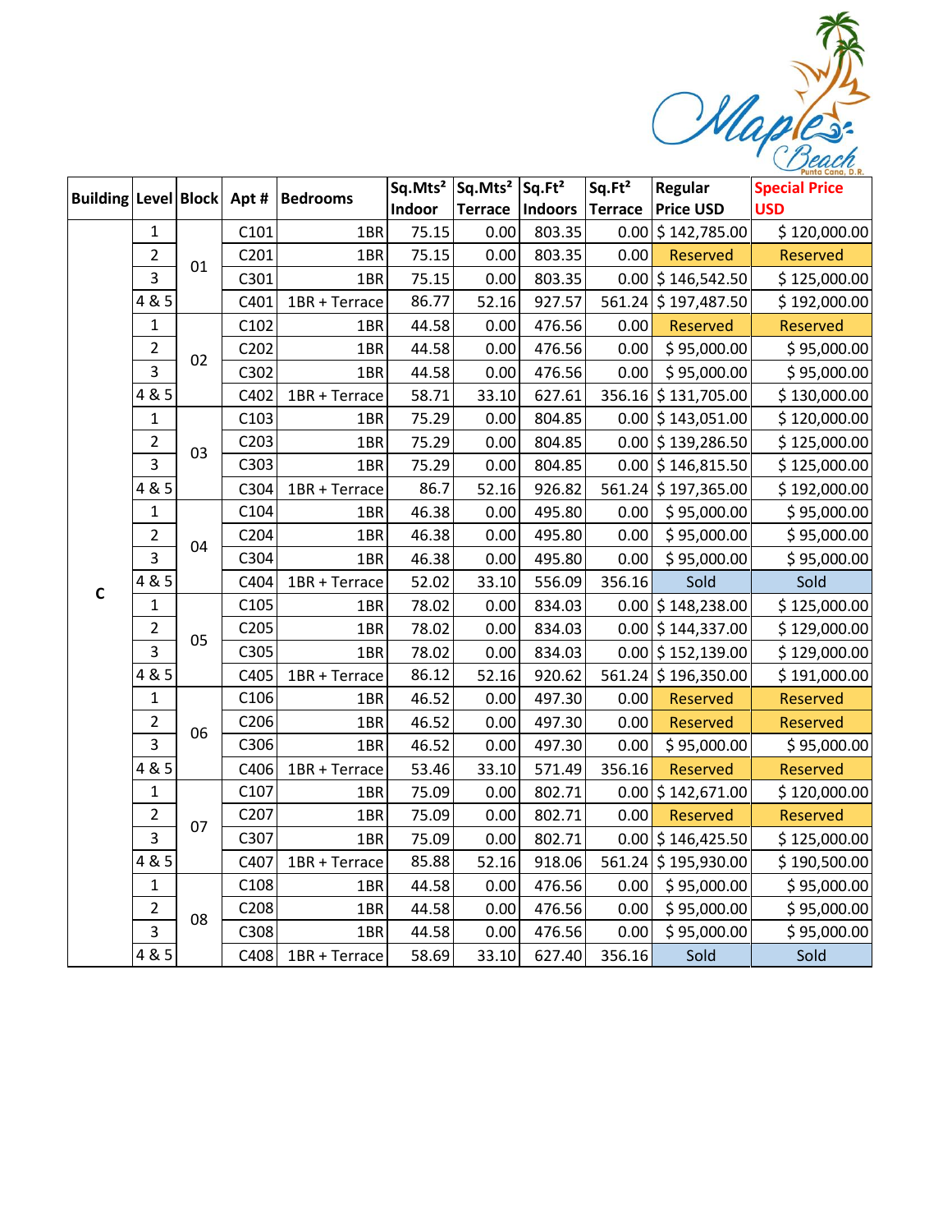| Building | Level | Block | Apt # | Bedrooms | Sq.Mts² Indoor | Sq.Mts² Terrace | Sq.Ft² Indoors | Sq.Ft² Terrace | Regular Price USD | Special Price USD |
|---|---|---|---|---|---|---|---|---|---|---|
| C | 1 | 01 | C101 | 1BR | 75.15 | 0.00 | 803.35 | 0.00 | $ 142,785.00 | $ 120,000.00 |
| | 2 | | C201 | 1BR | 75.15 | 0.00 | 803.35 | 0.00 | Reserved | Reserved |
| | 3 | | C301 | 1BR | 75.15 | 0.00 | 803.35 | 0.00 | $ 146,542.50 | $ 125,000.00 |
| | 4 & 5 | | C401 | 1BR + Terrace | 86.77 | 52.16 | 927.57 | 561.24 | $ 197,487.50 | $ 192,000.00 |
| | 1 | 02 | C102 | 1BR | 44.58 | 0.00 | 476.56 | 0.00 | Reserved | Reserved |
| | 2 | | C202 | 1BR | 44.58 | 0.00 | 476.56 | 0.00 | $ 95,000.00 | $ 95,000.00 |
| | 3 | | C302 | 1BR | 44.58 | 0.00 | 476.56 | 0.00 | $ 95,000.00 | $ 95,000.00 |
| | 4 & 5 | | C402 | 1BR + Terrace | 58.71 | 33.10 | 627.61 | 356.16 | $ 131,705.00 | $ 130,000.00 |
| | 1 | 03 | C103 | 1BR | 75.29 | 0.00 | 804.85 | 0.00 | $ 143,051.00 | $ 120,000.00 |
| | 2 | | C203 | 1BR | 75.29 | 0.00 | 804.85 | 0.00 | $ 139,286.50 | $ 125,000.00 |
| | 3 | | C303 | 1BR | 75.29 | 0.00 | 804.85 | 0.00 | $ 146,815.50 | $ 125,000.00 |
| | 4 & 5 | | C304 | 1BR + Terrace | 86.7 | 52.16 | 926.82 | 561.24 | $ 197,365.00 | $ 192,000.00 |
| | 1 | 04 | C104 | 1BR | 46.38 | 0.00 | 495.80 | 0.00 | $ 95,000.00 | $ 95,000.00 |
| | 2 | | C204 | 1BR | 46.38 | 0.00 | 495.80 | 0.00 | $ 95,000.00 | $ 95,000.00 |
| | 3 | | C304 | 1BR | 46.38 | 0.00 | 495.80 | 0.00 | $ 95,000.00 | $ 95,000.00 |
| | 4 & 5 | | C404 | 1BR + Terrace | 52.02 | 33.10 | 556.09 | 356.16 | Sold | Sold |
| | 1 | 05 | C105 | 1BR | 78.02 | 0.00 | 834.03 | 0.00 | $ 148,238.00 | $ 125,000.00 |
| | 2 | | C205 | 1BR | 78.02 | 0.00 | 834.03 | 0.00 | $ 144,337.00 | $ 129,000.00 |
| | 3 | | C305 | 1BR | 78.02 | 0.00 | 834.03 | 0.00 | $ 152,139.00 | $ 129,000.00 |
| | 4 & 5 | | C405 | 1BR + Terrace | 86.12 | 52.16 | 920.62 | 561.24 | $ 196,350.00 | $ 191,000.00 |
| | 1 | 06 | C106 | 1BR | 46.52 | 0.00 | 497.30 | 0.00 | Reserved | Reserved |
| | 2 | | C206 | 1BR | 46.52 | 0.00 | 497.30 | 0.00 | Reserved | Reserved |
| | 3 | | C306 | 1BR | 46.52 | 0.00 | 497.30 | 0.00 | $ 95,000.00 | $ 95,000.00 |
| | 4 & 5 | | C406 | 1BR + Terrace | 53.46 | 33.10 | 571.49 | 356.16 | Reserved | Reserved |
| | 1 | 07 | C107 | 1BR | 75.09 | 0.00 | 802.71 | 0.00 | $ 142,671.00 | $ 120,000.00 |
| | 2 | | C207 | 1BR | 75.09 | 0.00 | 802.71 | 0.00 | Reserved | Reserved |
| | 3 | | C307 | 1BR | 75.09 | 0.00 | 802.71 | 0.00 | $ 146,425.50 | $ 125,000.00 |
| | 4 & 5 | | C407 | 1BR + Terrace | 85.88 | 52.16 | 918.06 | 561.24 | $ 195,930.00 | $ 190,500.00 |
| | 1 | 08 | C108 | 1BR | 44.58 | 0.00 | 476.56 | 0.00 | $ 95,000.00 | $ 95,000.00 |
| | 2 | | C208 | 1BR | 44.58 | 0.00 | 476.56 | 0.00 | $ 95,000.00 | $ 95,000.00 |
| | 3 | | C308 | 1BR | 44.58 | 0.00 | 476.56 | 0.00 | $ 95,000.00 | $ 95,000.00 |
| | 4 & 5 | | C408 | 1BR + Terrace | 58.69 | 33.10 | 627.40 | 356.16 | Sold | Sold |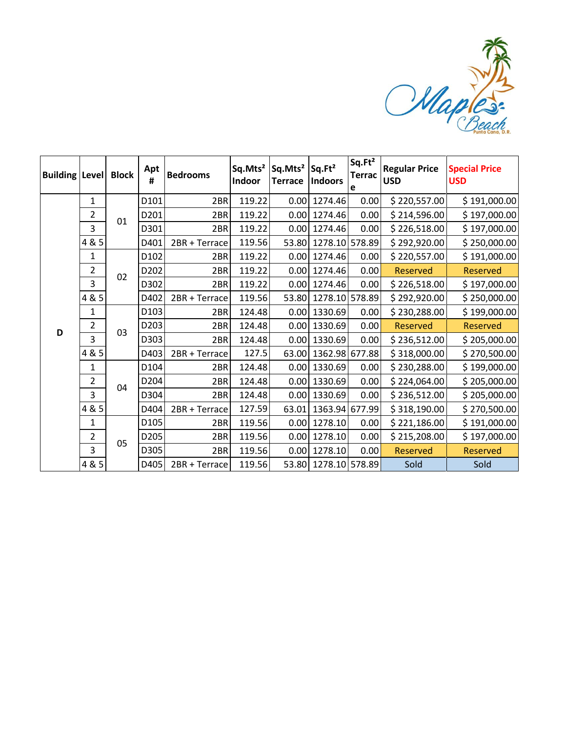| Building | Level | Block | Apt # | Bedrooms | Sq.Mts² Indoor | Sq.Mts² Terrace | Sq.Ft² Indoors | Sq.Ft² Terrace | Regular Price USD | Special Price USD |
|---|---|---|---|---|---|---|---|---|---|---|
| D | 1 | 01 | D101 | 2BR | 119.22 | 0.00 | 1274.46 | 0.00 | $ 220,557.00 | $ 191,000.00 |
| | 2 | | D201 | 2BR | 119.22 | 0.00 | 1274.46 | 0.00 | $ 214,596.00 | $ 197,000.00 |
| | 3 | | D301 | 2BR | 119.22 | 0.00 | 1274.46 | 0.00 | $ 226,518.00 | $ 197,000.00 |
| | 4 & 5 | | D401 | 2BR + Terrace | 119.56 | 53.80 | 1278.10 | 578.89 | $ 292,920.00 | $ 250,000.00 |
| | 1 | 02 | D102 | 2BR | 119.22 | 0.00 | 1274.46 | 0.00 | $ 220,557.00 | $ 191,000.00 |
| | 2 | | D202 | 2BR | 119.22 | 0.00 | 1274.46 | 0.00 | Reserved | Reserved |
| | 3 | | D302 | 2BR | 119.22 | 0.00 | 1274.46 | 0.00 | $ 226,518.00 | $ 197,000.00 |
| | 4 & 5 | | D402 | 2BR + Terrace | 119.56 | 53.80 | 1278.10 | 578.89 | $ 292,920.00 | $ 250,000.00 |
| | 1 | 03 | D103 | 2BR | 124.48 | 0.00 | 1330.69 | 0.00 | $ 230,288.00 | $ 199,000.00 |
| | 2 | | D203 | 2BR | 124.48 | 0.00 | 1330.69 | 0.00 | Reserved | Reserved |
| | 3 | | D303 | 2BR | 124.48 | 0.00 | 1330.69 | 0.00 | $ 236,512.00 | $ 205,000.00 |
| | 4 & 5 | | D403 | 2BR + Terrace | 127.5 | 63.00 | 1362.98 | 677.88 | $ 318,000.00 | $ 270,500.00 |
| | 1 | 04 | D104 | 2BR | 124.48 | 0.00 | 1330.69 | 0.00 | $ 230,288.00 | $ 199,000.00 |
| | 2 | | D204 | 2BR | 124.48 | 0.00 | 1330.69 | 0.00 | $ 224,064.00 | $ 205,000.00 |
| | 3 | | D304 | 2BR | 124.48 | 0.00 | 1330.69 | 0.00 | $ 236,512.00 | $ 205,000.00 |
| | 4 & 5 | | D404 | 2BR + Terrace | 127.59 | 63.01 | 1363.94 | 677.99 | $ 318,190.00 | $ 270,500.00 |
| | 1 | 05 | D105 | 2BR | 119.56 | 0.00 | 1278.10 | 0.00 | $ 221,186.00 | $ 191,000.00 |
| | 2 | | D205 | 2BR | 119.56 | 0.00 | 1278.10 | 0.00 | $ 215,208.00 | $ 197,000.00 |
| | 3 | | D305 | 2BR | 119.56 | 0.00 | 1278.10 | 0.00 | Reserved | Reserved |
| | 4 & 5 | | D405 | 2BR + Terrace | 119.56 | 53.80 | 1278.10 | 578.89 | Sold | Sold |